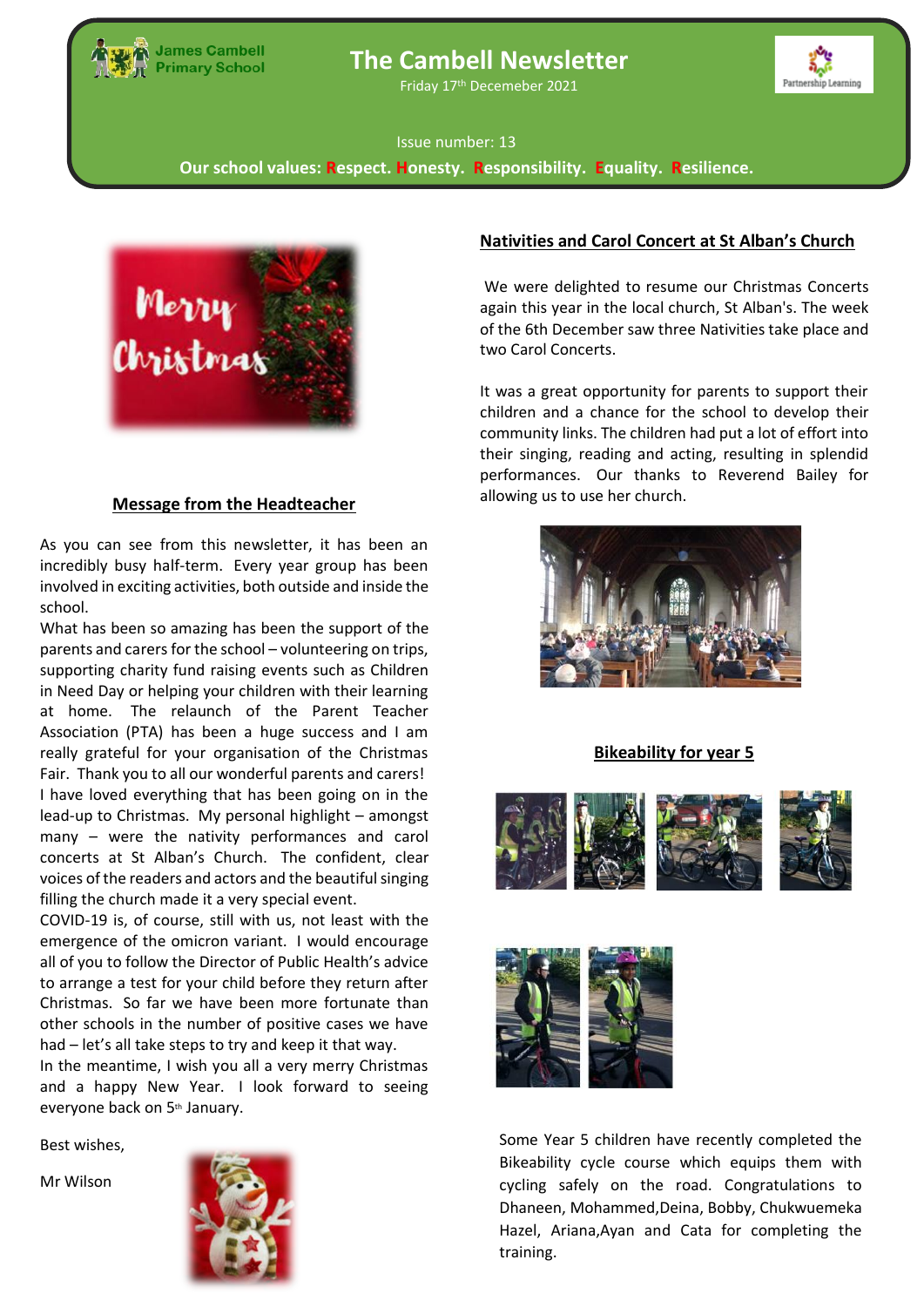James Cambell Primary School

# The Cambell Newsletter

Friday 17th Decemeber 2021

Partnership Learning

Issue number: 13

**Our school values: Respect. Honesty. Responsibility. Equality. Resilience.**

## Message from the Headteacher

As you can see from this newsletter, it has been an incredibly busy half-term. Every year group has been involved in exciting activities, both outside and inside the school.

What has been so amazing has been the support of the parents and carers for the school – volunteering on trips, supporting charity fund raising events such as Children in Need Day or helping your children with their learning at home. The relaunch of the Parent Teacher Association (PTA) has been a huge success and I am really grateful for your organisation of the Christmas Fair. Thank you to all our wonderful parents and carers!

I have loved everything that has been going on in the lead-up to Christmas. My personal highlight – amongst many – were the nativity performances and carol concerts at St Alban's Church. The confident, clear voices of the readers and actors and the beautiful singing filling the church made it a very special event.

COVID-19 is, of course, still with us, not least with the emergence of the omicron variant. I would encourage all of you to follow the Director of Public Health's advice to arrange a test for your child before they return after Christmas. So far we have been more fortunate than other schools in the number of positive cases we have had – let's all take steps to try and keep it that way.

In the meantime, I wish you all a very merry Christmas and a happy New Year. I look forward to seeing everyone back on 5th January.

Best wishes,

Mr Wilson

## Nativities and Carol Concert at St Alban's Church

We were delighted to resume our Christmas Concerts again this year in the local church, St Alban's. The week of the 6th December saw three Nativities take place and two Carol Concerts.

It was a great opportunity for parents to support their children and a chance for the school to develop their community links. The children had put a lot of effort into their singing, reading and acting, resulting in splendid performances. Our thanks to Reverend Bailey for allowing us to use her church.

## Bikeability for year 5

Some Year 5 children have recently completed the Bikeability cycle course which equips them with cycling safely on the road. Congratulations to Dhaneen, Mohammed,Deina, Bobby, Chukwuemeka Hazel, Ariana,Ayan and Cata for completing the training.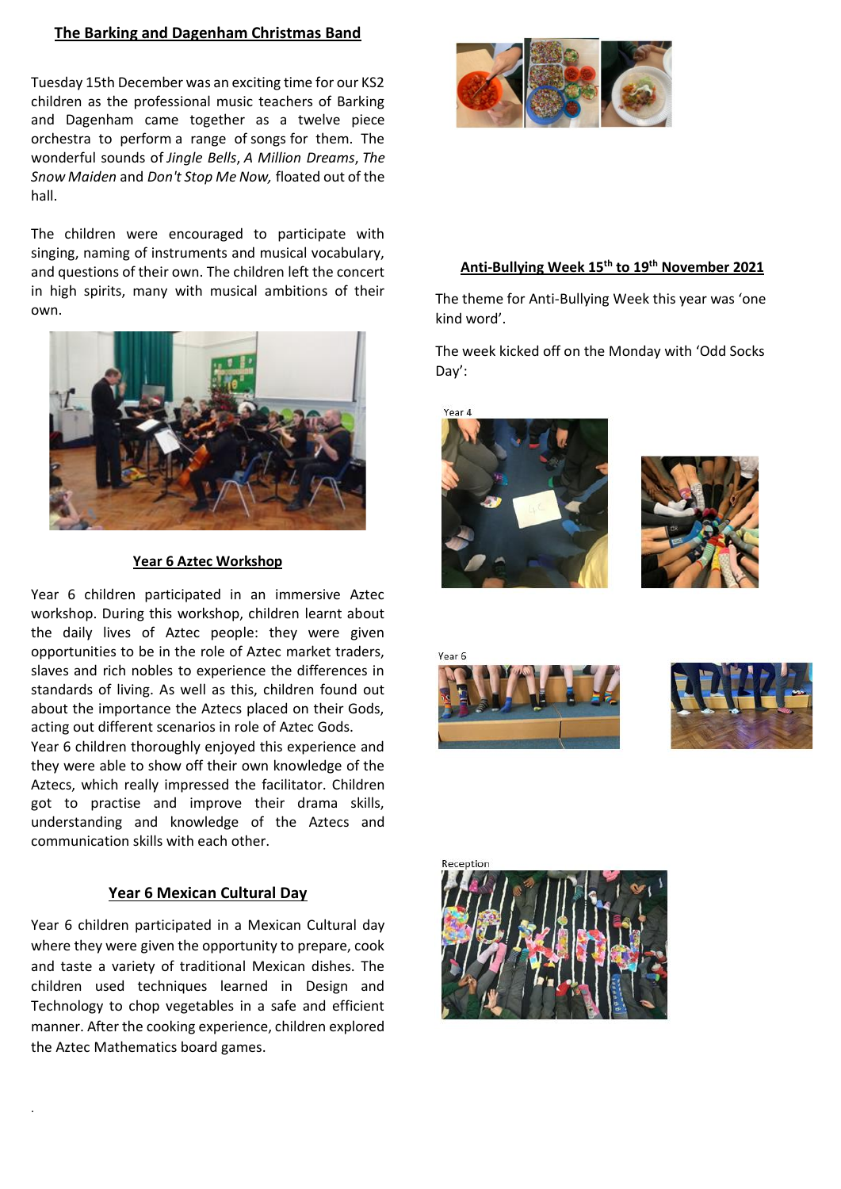## The Barking and Dagenham Christmas Band

Tuesday 15th December was an exciting time for our KS2 children as the professional music teachers of Barking and Dagenham came together as a twelve piece orchestra to perform a range of songs for them. The wonderful sounds of *Jingle Bells*, *A Million Dreams*, *The Snow Maiden* and *Don't Stop Me Now,* floated out of the hall.

The children were encouraged to participate with singing, naming of instruments and musical vocabulary, and questions of their own. The children left the concert in high spirits, many with musical ambitions of their own.

## Year 6 Aztec Workshop

Year 6 children participated in an immersive Aztec workshop. During this workshop, children learnt about the daily lives of Aztec people: they were given opportunities to be in the role of Aztec market traders, slaves and rich nobles to experience the differences in standards of living. As well as this, children found out about the importance the Aztecs placed on their Gods, acting out different scenarios in role of Aztec Gods.

Year 6 children thoroughly enjoyed this experience and they were able to show off their own knowledge of the Aztecs, which really impressed the facilitator. Children got to practise and improve their drama skills, understanding and knowledge of the Aztecs and communication skills with each other.

## Year 6 Mexican Cultural Day

Year 6 children participated in a Mexican Cultural day where they were given the opportunity to prepare, cook and taste a variety of traditional Mexican dishes. The children used techniques learned in Design and Technology to chop vegetables in a safe and efficient manner. After the cooking experience, children explored the Aztec Mathematics board games.

## Anti-Bullying Week 15th to 19th November 2021

The theme for Anti-Bullying Week this year was 'one kind word'.

The week kicked off on the Monday with 'Odd Socks Day':

Year 4

Year 6

Reception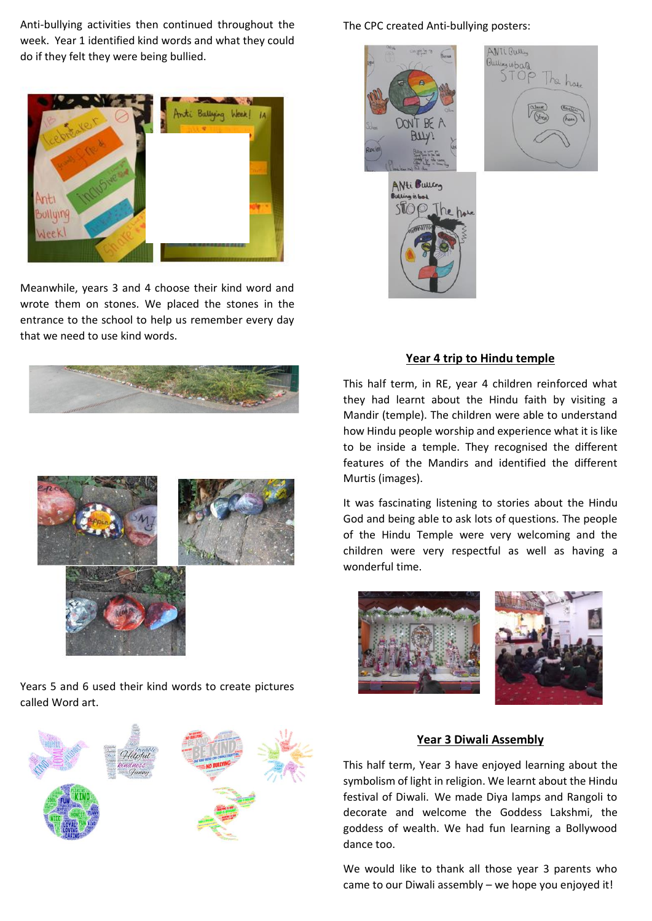Anti-bullying activities then continued throughout the week. Year 1 identified kind words and what they could do if they felt they were being bullied.

Meanwhile, years 3 and 4 choose their kind word and wrote them on stones. We placed the stones in the entrance to the school to help us remember every day that we need to use kind words.

Years 5 and 6 used their kind words to create pictures called Word art.

The CPC created Anti-bullying posters:

## Year 4 trip to Hindu temple

This half term, in RE, year 4 children reinforced what they had learnt about the Hindu faith by visiting a Mandir (temple). The children were able to understand how Hindu people worship and experience what it is like to be inside a temple. They recognised the different features of the Mandirs and identified the different Murtis (images).

It was fascinating listening to stories about the Hindu God and being able to ask lots of questions. The people of the Hindu Temple were very welcoming and the children were very respectful as well as having a wonderful time.

## Year 3 Diwali Assembly

This half term, Year 3 have enjoyed learning about the symbolism of light in religion. We learnt about the Hindu festival of Diwali. We made Diya lamps and Rangoli to decorate and welcome the Goddess Lakshmi, the goddess of wealth. We had fun learning a Bollywood dance too.

We would like to thank all those year 3 parents who came to our Diwali assembly – we hope you enjoyed it!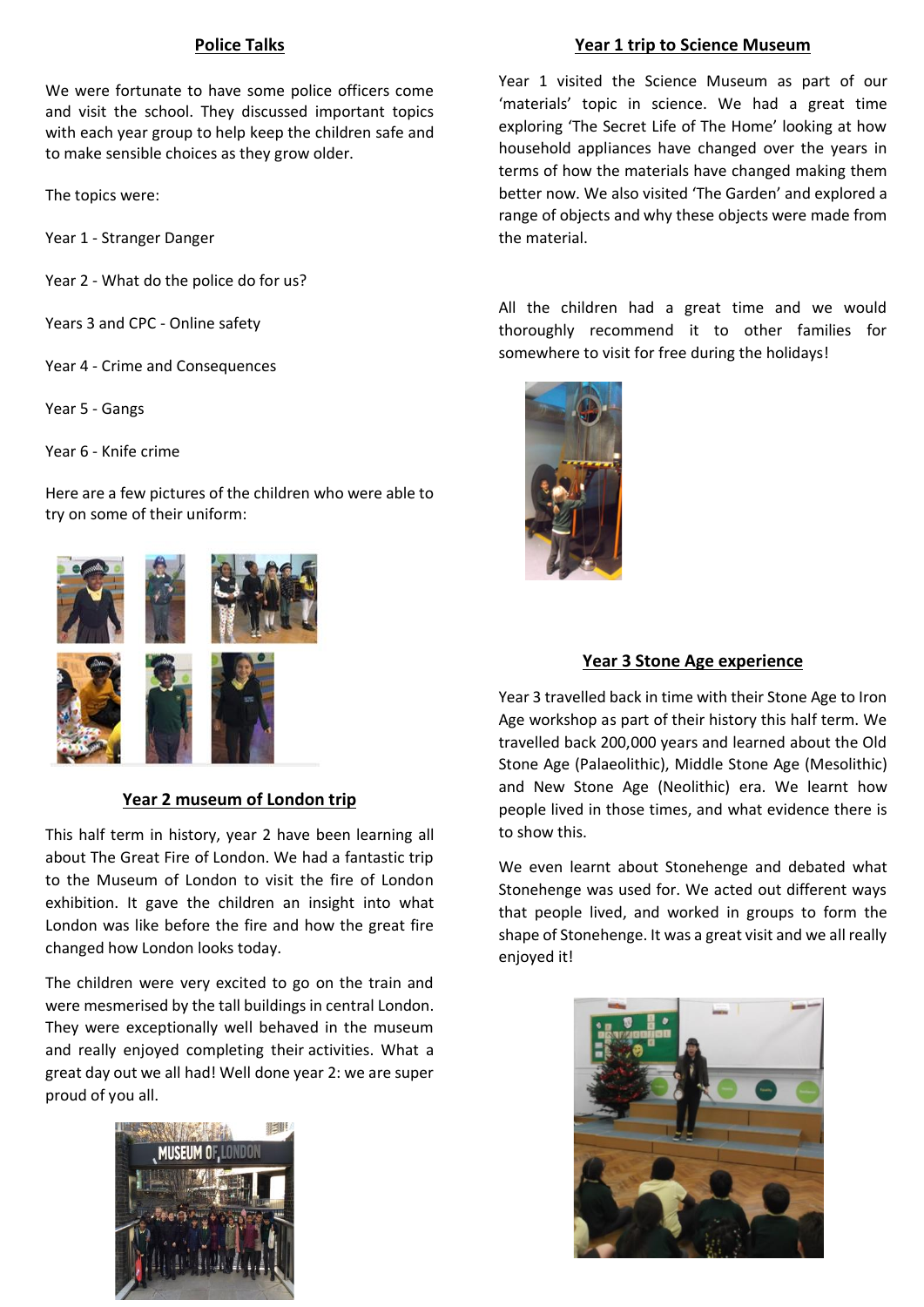## Police Talks

We were fortunate to have some police officers come and visit the school. They discussed important topics with each year group to help keep the children safe and to make sensible choices as they grow older.

The topics were:

Year 1 - Stranger Danger

Year 2 - What do the police do for us?

Years 3 and CPC - Online safety

Year 4 - Crime and Consequences

Year 5 - Gangs

Year 6 - Knife crime

Here are a few pictures of the children who were able to try on some of their uniform:

## Year 2 museum of London trip

This half term in history, year 2 have been learning all about The Great Fire of London. We had a fantastic trip to the Museum of London to visit the fire of London exhibition. It gave the children an insight into what London was like before the fire and how the great fire changed how London looks today.

The children were very excited to go on the train and were mesmerised by the tall buildings in central London. They were exceptionally well behaved in the museum and really enjoyed completing their activities. What a great day out we all had! Well done year 2: we are super proud of you all.

## Year 1 trip to Science Museum

Year 1 visited the Science Museum as part of our 'materials' topic in science. We had a great time exploring 'The Secret Life of The Home' looking at how household appliances have changed over the years in terms of how the materials have changed making them better now. We also visited 'The Garden' and explored a range of objects and why these objects were made from the material.

All the children had a great time and we would thoroughly recommend it to other families for somewhere to visit for free during the holidays!

## Year 3 Stone Age experience

Year 3 travelled back in time with their Stone Age to Iron Age workshop as part of their history this half term. We travelled back 200,000 years and learned about the Old Stone Age (Palaeolithic), Middle Stone Age (Mesolithic) and New Stone Age (Neolithic) era. We learnt how people lived in those times, and what evidence there is to show this.

We even learnt about Stonehenge and debated what Stonehenge was used for. We acted out different ways that people lived, and worked in groups to form the shape of Stonehenge. It was a great visit and we all really enjoyed it!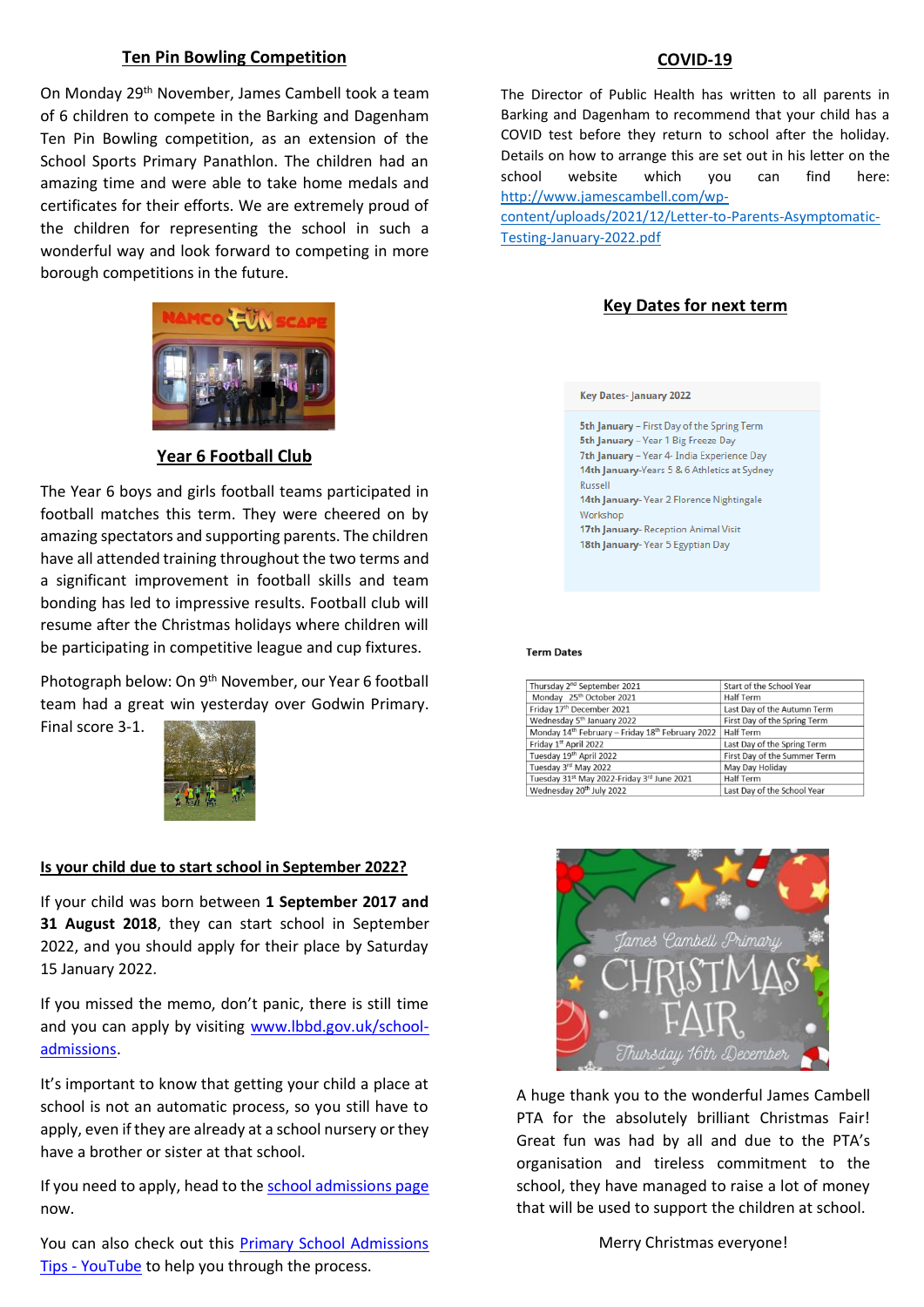## Ten Pin Bowling Competition

On Monday 29th November, James Cambell took a team of 6 children to compete in the Barking and Dagenham Ten Pin Bowling competition, as an extension of the School Sports Primary Panathlon. The children had an amazing time and were able to take home medals and certificates for their efforts. We are extremely proud of the children for representing the school in such a wonderful way and look forward to competing in more borough competitions in the future.

## Year 6 Football Club

The Year 6 boys and girls football teams participated in football matches this term. They were cheered on by amazing spectators and supporting parents. The children have all attended training throughout the two terms and a significant improvement in football skills and team bonding has led to impressive results. Football club will resume after the Christmas holidays where children will be participating in competitive league and cup fixtures.

Photograph below: On 9th November, our Year 6 football team had a great win yesterday over Godwin Primary. Final score 3-1.

## Is your child due to start school in September 2022?

If your child was born between **1 September 2017 and 31 August 2018**, they can start school in September 2022, and you should apply for their place by Saturday 15 January 2022.

If you missed the memo, don't panic, there is still time and you can apply by visiting www.lbbd.gov.uk/school-admissions.

It's important to know that getting your child a place at school is not an automatic process, so you still have to apply, even if they are already at a school nursery or they have a brother or sister at that school.

If you need to apply, head to the school admissions page now.

You can also check out this Primary School Admissions Tips - YouTube to help you through the process.

## COVID-19

The Director of Public Health has written to all parents in Barking and Dagenham to recommend that your child has a COVID test before they return to school after the holiday. Details on how to arrange this are set out in his letter on the school website which you can find here: http://www.jamescambell.com/wp-content/uploads/2021/12/Letter-to-Parents-Asymptomatic-Testing-January-2022.pdf

## Key Dates for next term

**Key Dates- January 2022**

- **5th January** – First Day of the Spring Term
- **5th January** – Year 1 Big Freeze Day
- **7th January** – Year 4- India Experience Day
- **14th January**-Years 5 & 6 Athletics at Sydney Russell
- **14th January**- Year 2 Florence Nightingale Workshop
- **17th January**- Reception Animal Visit
- **18th January**- Year 5 Egyptian Day

**Term Dates**

| | |
|---|---|
| Thursday 2nd September 2021 | Start of the School Year |
| Monday 25th October 2021 | Half Term |
| Friday 17th December 2021 | Last Day of the Autumn Term |
| Wednesday 5th January 2022 | First Day of the Spring Term |
| Monday 14th February – Friday 18th February 2022 | Half Term |
| Friday 1st April 2022 | Last Day of the Spring Term |
| Tuesday 19th April 2022 | First Day of the Summer Term |
| Tuesday 3rd May 2022 | May Day Holiday |
| Tuesday 31st May 2022-Friday 3rd June 2021 | Half Term |
| Wednesday 20th July 2022 | Last Day of the School Year |

James Cambell Primary CHRISTMAS FAIR Thursday 16th December

A huge thank you to the wonderful James Cambell PTA for the absolutely brilliant Christmas Fair! Great fun was had by all and due to the PTA's organisation and tireless commitment to the school, they have managed to raise a lot of money that will be used to support the children at school.

Merry Christmas everyone!